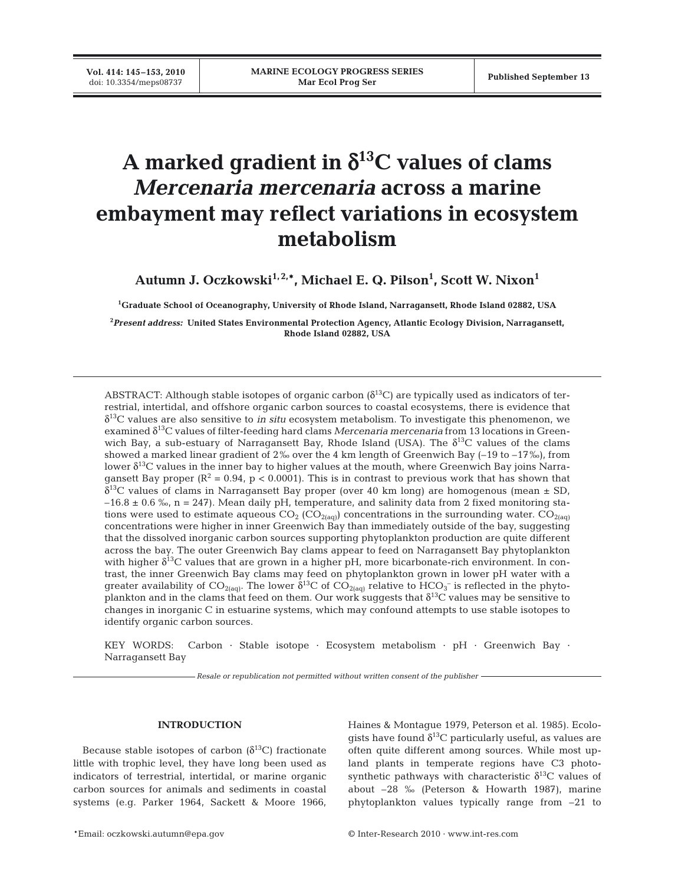# A marked gradient in $\delta^{13}C$ values of clams *Mercenaria mercenaria* across a marine embayment may reflect variations in ecosystem metabolism

**Autumn J. Oczkowski[1,2,*], Michael E. Q. Pilson[1], Scott W. Nixon[1]**

[1]Graduate School of Oceanography, University of Rhode Island, Narragansett, Rhode Island 02882, USA

[2]*Present address:* United States Environmental Protection Agency, Atlantic Ecology Division, Narragansett, Rhode Island 02882, USA

ABSTRACT: Although stable isotopes of organic carbon ($\delta^{13}C$) are typically used as indicators of terrestrial, intertidal, and offshore organic carbon sources to coastal ecosystems, there is evidence that $\delta^{13}C$ values are also sensitive to *in situ* ecosystem metabolism. To investigate this phenomenon, we examined $\delta^{13}C$ values of filter-feeding hard clams *Mercenaria mercenaria* from 13 locations in Greenwich Bay, a sub-estuary of Narragansett Bay, Rhode Island (USA). The $\delta^{13}C$ values of the clams showed a marked linear gradient of 2‰ over the 4 km length of Greenwich Bay (–19 to –17‰), from lower $\delta^{13}C$ values in the inner bay to higher values at the mouth, where Greenwich Bay joins Narragansett Bay proper ($R^2 = 0.94$, $p < 0.0001$). This is in contrast to previous work that has shown that $\delta^{13}C$ values of clams in Narragansett Bay proper (over 40 km long) are homogenous (mean ± SD, –16.8 ± 0.6 ‰, n = 247). Mean daily pH, temperature, and salinity data from 2 fixed monitoring stations were used to estimate aqueous $CO_2$ ($CO_{2(aq)}$) concentrations in the surrounding water. $CO_{2(aq)}$ concentrations were higher in inner Greenwich Bay than immediately outside of the bay, suggesting that the dissolved inorganic carbon sources supporting phytoplankton production are quite different across the bay. The outer Greenwich Bay clams appear to feed on Narragansett Bay phytoplankton with higher $\delta^{13}C$ values that are grown in a higher pH, more bicarbonate-rich environment. In contrast, the inner Greenwich Bay clams may feed on phytoplankton grown in lower pH water with a greater availability of $CO_{2(aq)}$. The lower $\delta^{13}C$ of $CO_{2(aq)}$ relative to $HCO_3^-$ is reflected in the phytoplankton and in the clams that feed on them. Our work suggests that $\delta^{13}C$ values may be sensitive to changes in inorganic C in estuarine systems, which may confound attempts to use stable isotopes to identify organic carbon sources.

KEY WORDS: Carbon · Stable isotope · Ecosystem metabolism · pH · Greenwich Bay · Narragansett Bay

*Resale or republication not permitted without written consent of the publisher*

## INTRODUCTION

Because stable isotopes of carbon ($\delta^{13}C$) fractionate little with trophic level, they have long been used as indicators of terrestrial, intertidal, or marine organic carbon sources for animals and sediments in coastal systems (e.g. Parker 1964, Sackett & Moore 1966, Haines & Montague 1979, Peterson et al. 1985). Ecologists have found $\delta^{13}C$ particularly useful, as values are often quite different among sources. While most upland plants in temperate regions have C3 photosynthetic pathways with characteristic $\delta^{13}C$ values of about –28 ‰ (Peterson & Howarth 1987), marine phytoplankton values typically range from –21 to

*Email: oczkowski.autumn@epa.gov

© Inter-Research 2010 · www.int-res.com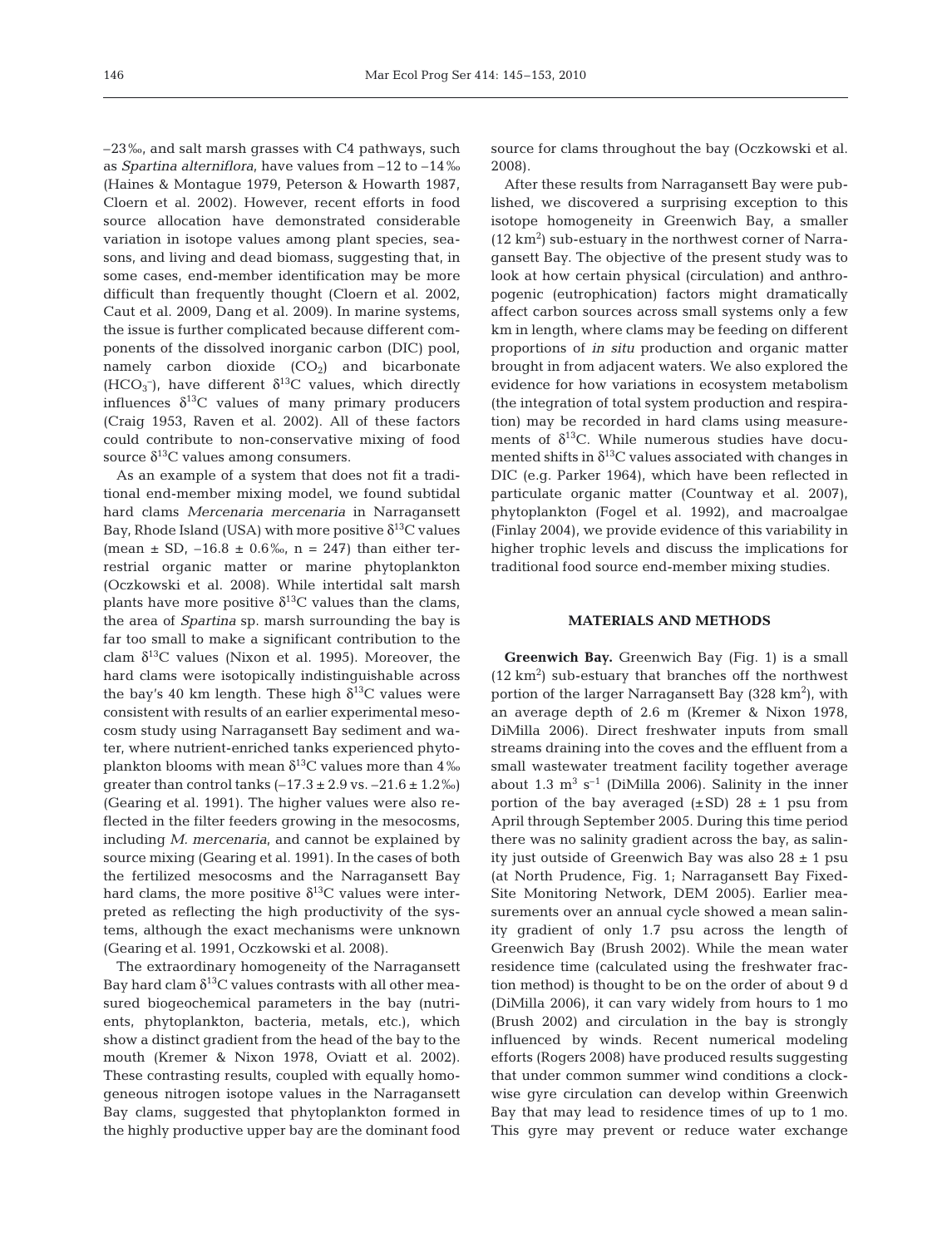–23‰, and salt marsh grasses with C4 pathways, such as *Spartina alterniflora*, have values from –12 to –14‰ (Haines & Montague 1979, Peterson & Howarth 1987, Cloern et al. 2002). However, recent efforts in food source allocation have demonstrated considerable variation in isotope values among plant species, seasons, and living and dead biomass, suggesting that, in some cases, end-member identification may be more difficult than frequently thought (Cloern et al. 2002, Caut et al. 2009, Dang et al. 2009). In marine systems, the issue is further complicated because different components of the dissolved inorganic carbon (DIC) pool, namely carbon dioxide ($CO_2$) and bicarbonate ($HCO_3^-$), have different $\delta^{13}C$ values, which directly influences $\delta^{13}C$ values of many primary producers (Craig 1953, Raven et al. 2002). All of these factors could contribute to non-conservative mixing of food source $\delta^{13}C$ values among consumers.

As an example of a system that does not fit a traditional end-member mixing model, we found subtidal hard clams *Mercenaria mercenaria* in Narragansett Bay, Rhode Island (USA) with more positive $\delta^{13}C$ values (mean ± SD, –16.8 ± 0.6‰, n = 247) than either terrestrial organic matter or marine phytoplankton (Oczkowski et al. 2008). While intertidal salt marsh plants have more positive $\delta^{13}C$ values than the clams, the area of *Spartina* sp. marsh surrounding the bay is far too small to make a significant contribution to the clam $\delta^{13}C$ values (Nixon et al. 1995). Moreover, the hard clams were isotopically indistinguishable across the bay's 40 km length. These high $\delta^{13}C$ values were consistent with results of an earlier experimental mesocosm study using Narragansett Bay sediment and water, where nutrient-enriched tanks experienced phytoplankton blooms with mean $\delta^{13}C$ values more than 4‰ greater than control tanks (–17.3 ± 2.9 vs. –21.6 ± 1.2‰) (Gearing et al. 1991). The higher values were also reflected in the filter feeders growing in the mesocosms, including *M. mercenaria*, and cannot be explained by source mixing (Gearing et al. 1991). In the cases of both the fertilized mesocosms and the Narragansett Bay hard clams, the more positive $\delta^{13}C$ values were interpreted as reflecting the high productivity of the systems, although the exact mechanisms were unknown (Gearing et al. 1991, Oczkowski et al. 2008).

The extraordinary homogeneity of the Narragansett Bay hard clam $\delta^{13}C$ values contrasts with all other measured biogeochemical parameters in the bay (nutrients, phytoplankton, bacteria, metals, etc.), which show a distinct gradient from the head of the bay to the mouth (Kremer & Nixon 1978, Oviatt et al. 2002). These contrasting results, coupled with equally homogeneous nitrogen isotope values in the Narragansett Bay clams, suggested that phytoplankton formed in the highly productive upper bay are the dominant food source for clams throughout the bay (Oczkowski et al. 2008).

After these results from Narragansett Bay were published, we discovered a surprising exception to this isotope homogeneity in Greenwich Bay, a smaller (12 km$^2$) sub-estuary in the northwest corner of Narragansett Bay. The objective of the present study was to look at how certain physical (circulation) and anthropogenic (eutrophication) factors might dramatically affect carbon sources across small systems only a few km in length, where clams may be feeding on different proportions of *in situ* production and organic matter brought in from adjacent waters. We also explored the evidence for how variations in ecosystem metabolism (the integration of total system production and respiration) may be recorded in hard clams using measurements of $\delta^{13}C$. While numerous studies have documented shifts in $\delta^{13}C$ values associated with changes in DIC (e.g. Parker 1964), which have been reflected in particulate organic matter (Countway et al. 2007), phytoplankton (Fogel et al. 1992), and macroalgae (Finlay 2004), we provide evidence of this variability in higher trophic levels and discuss the implications for traditional food source end-member mixing studies.

## MATERIALS AND METHODS

**Greenwich Bay.** Greenwich Bay (Fig. 1) is a small (12 km$^2$) sub-estuary that branches off the northwest portion of the larger Narragansett Bay (328 km$^2$), with an average depth of 2.6 m (Kremer & Nixon 1978, DiMilla 2006). Direct freshwater inputs from small streams draining into the coves and the effluent from a small wastewater treatment facility together average about 1.3 m$^3$ s$^{-1}$ (DiMilla 2006). Salinity in the inner portion of the bay averaged (±SD) 28 ± 1 psu from April through September 2005. During this time period there was no salinity gradient across the bay, as salinity just outside of Greenwich Bay was also 28 ± 1 psu (at North Prudence, Fig. 1; Narragansett Bay Fixed-Site Monitoring Network, DEM 2005). Earlier measurements over an annual cycle showed a mean salinity gradient of only 1.7 psu across the length of Greenwich Bay (Brush 2002). While the mean water residence time (calculated using the freshwater fraction method) is thought to be on the order of about 9 d (DiMilla 2006), it can vary widely from hours to 1 mo (Brush 2002) and circulation in the bay is strongly influenced by winds. Recent numerical modeling efforts (Rogers 2008) have produced results suggesting that under common summer wind conditions a clockwise gyre circulation can develop within Greenwich Bay that may lead to residence times of up to 1 mo. This gyre may prevent or reduce water exchange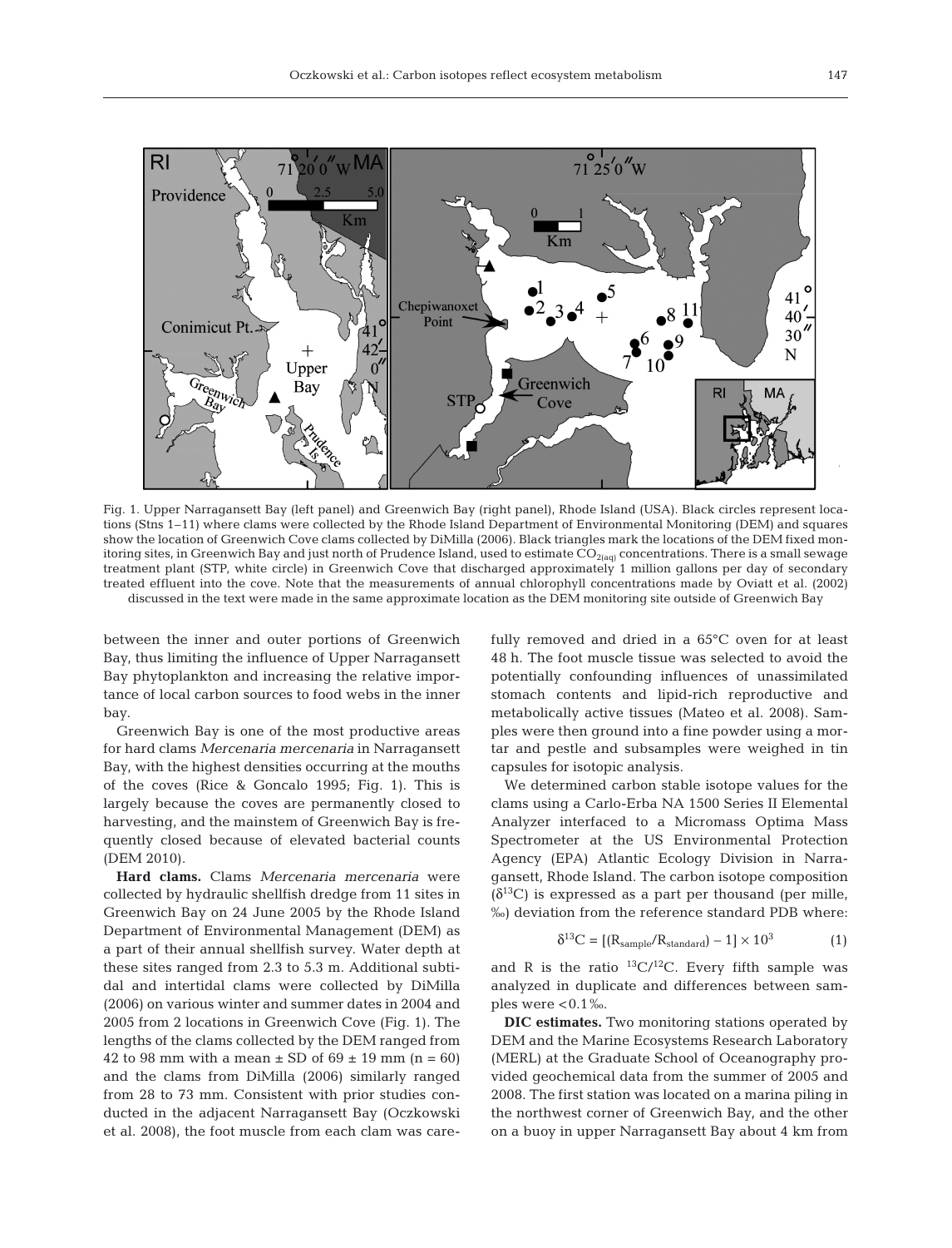Fig. 1. Upper Narragansett Bay (left panel) and Greenwich Bay (right panel), Rhode Island (USA). Black circles represent locations (Stns 1–11) where clams were collected by the Rhode Island Department of Environmental Monitoring (DEM) and squares show the location of Greenwich Cove clams collected by DiMilla (2006). Black triangles mark the locations of the DEM fixed monitoring sites, in Greenwich Bay and just north of Prudence Island, used to estimate $CO_{2(aq)}$ concentrations. There is a small sewage treatment plant (STP, white circle) in Greenwich Cove that discharged approximately 1 million gallons per day of secondary treated effluent into the cove. Note that the measurements of annual chlorophyll concentrations made by Oviatt et al. (2002) discussed in the text were made in the same approximate location as the DEM monitoring site outside of Greenwich Bay

between the inner and outer portions of Greenwich Bay, thus limiting the influence of Upper Narragansett Bay phytoplankton and increasing the relative importance of local carbon sources to food webs in the inner bay.

Greenwich Bay is one of the most productive areas for hard clams *Mercenaria mercenaria* in Narragansett Bay, with the highest densities occurring at the mouths of the coves (Rice & Goncalo 1995; Fig. 1). This is largely because the coves are permanently closed to harvesting, and the mainstem of Greenwich Bay is frequently closed because of elevated bacterial counts (DEM 2010).

**Hard clams.** Clams *Mercenaria mercenaria* were collected by hydraulic shellfish dredge from 11 sites in Greenwich Bay on 24 June 2005 by the Rhode Island Department of Environmental Management (DEM) as a part of their annual shellfish survey. Water depth at these sites ranged from 2.3 to 5.3 m. Additional subtidal and intertidal clams were collected by DiMilla (2006) on various winter and summer dates in 2004 and 2005 from 2 locations in Greenwich Cove (Fig. 1). The lengths of the clams collected by the DEM ranged from 42 to 98 mm with a mean ± SD of 69 ± 19 mm (n = 60) and the clams from DiMilla (2006) similarly ranged from 28 to 73 mm. Consistent with prior studies conducted in the adjacent Narragansett Bay (Oczkowski et al. 2008), the foot muscle from each clam was carefully removed and dried in a 65°C oven for at least 48 h. The foot muscle tissue was selected to avoid the potentially confounding influences of unassimilated stomach contents and lipid-rich reproductive and metabolically active tissues (Mateo et al. 2008). Samples were then ground into a fine powder using a mortar and pestle and subsamples were weighed in tin capsules for isotopic analysis.

We determined carbon stable isotope values for the clams using a Carlo-Erba NA 1500 Series II Elemental Analyzer interfaced to a Micromass Optima Mass Spectrometer at the US Environmental Protection Agency (EPA) Atlantic Ecology Division in Narragansett, Rhode Island. The carbon isotope composition ($\delta^{13}C$) is expressed as a part per thousand (per mille, ‰) deviation from the reference standard PDB where:

$$\delta^{13}C = [(R_{sample}/R_{standard}) - 1] \times 10^3 \quad (1)$$

and R is the ratio $^{13}C/^{12}C$. Every fifth sample was analyzed in duplicate and differences between samples were <0.1‰.

**DIC estimates.** Two monitoring stations operated by DEM and the Marine Ecosystems Research Laboratory (MERL) at the Graduate School of Oceanography provided geochemical data from the summer of 2005 and 2008. The first station was located on a marina piling in the northwest corner of Greenwich Bay, and the other on a buoy in upper Narragansett Bay about 4 km from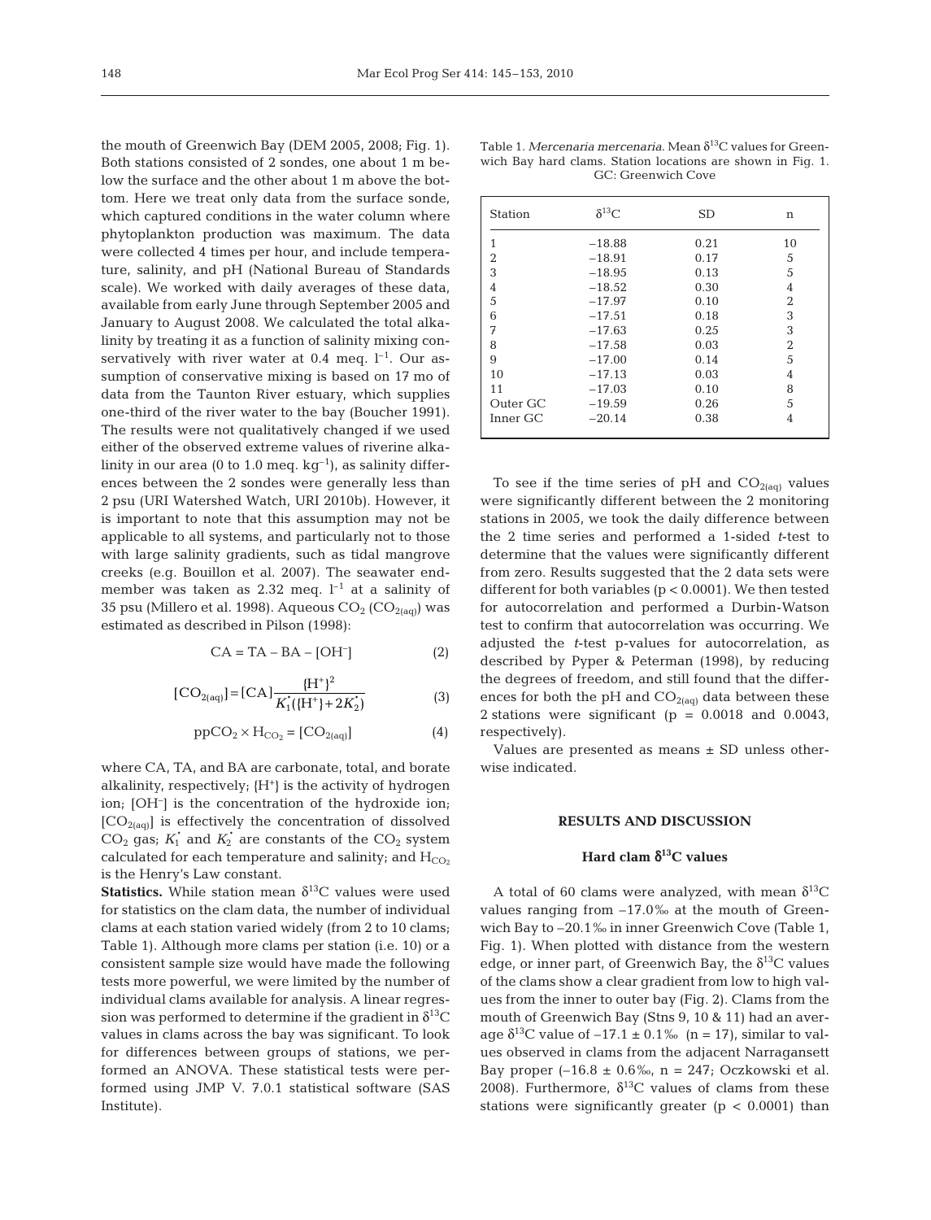the mouth of Greenwich Bay (DEM 2005, 2008; Fig. 1). Both stations consisted of 2 sondes, one about 1 m below the surface and the other about 1 m above the bottom. Here we treat only data from the surface sonde, which captured conditions in the water column where phytoplankton production was maximum. The data were collected 4 times per hour, and include temperature, salinity, and pH (National Bureau of Standards scale). We worked with daily averages of these data, available from early June through September 2005 and January to August 2008. We calculated the total alkalinity by treating it as a function of salinity mixing conservatively with river water at 0.4 meq. $l^{-1}$. Our assumption of conservative mixing is based on 17 mo of data from the Taunton River estuary, which supplies one-third of the river water to the bay (Boucher 1991). The results were not qualitatively changed if we used either of the observed extreme values of riverine alkalinity in our area (0 to 1.0 meq. $kg^{-1}$), as salinity differences between the 2 sondes were generally less than 2 psu (URI Watershed Watch, URI 2010b). However, it is important to note that this assumption may not be applicable to all systems, and particularly not to those with large salinity gradients, such as tidal mangrove creeks (e.g. Bouillon et al. 2007). The seawater end-member was taken as 2.32 meq. $l^{-1}$ at a salinity of 35 psu (Millero et al. 1998). Aqueous $CO_2$ ($CO_{2(aq)}$) was estimated as described in Pilson (1998):

$$CA = TA - BA - [OH^-] \tag{2}$$

$$[CO_{2(aq)}] = [CA]\frac{\{H^+\}^2}{K_1^*(\{H^+\} + 2K_2^*)} \tag{3}$$

$$ppCO_2 \times H_{CO_2} = [CO_{2(aq)}] \tag{4}$$

where CA, TA, and BA are carbonate, total, and borate alkalinity, respectively; $\{H^+\}$ is the activity of hydrogen ion; $[OH^-]$ is the concentration of the hydroxide ion; $[CO_{2(aq)}]$ is effectively the concentration of dissolved $CO_2$ gas; $K_1^*$ and $K_2^*$ are constants of the $CO_2$ system calculated for each temperature and salinity; and $H_{CO_2}$ is the Henry's Law constant.

**Statistics.** While station mean $\delta^{13}C$ values were used for statistics on the clam data, the number of individual clams at each station varied widely (from 2 to 10 clams; Table 1). Although more clams per station (i.e. 10) or a consistent sample size would have made the following tests more powerful, we were limited by the number of individual clams available for analysis. A linear regression was performed to determine if the gradient in $\delta^{13}C$ values in clams across the bay was significant. To look for differences between groups of stations, we performed an ANOVA. These statistical tests were performed using JMP V. 7.0.1 statistical software (SAS Institute).

Table 1. *Mercenaria mercenaria*. Mean $\delta^{13}C$ values for Greenwich Bay hard clams. Station locations are shown in Fig. 1. GC: Greenwich Cove

| Station | $\delta^{13}C$ | SD | n |
|---|---|---|---|
| 1 | −18.88 | 0.21 | 10 |
| 2 | −18.91 | 0.17 | 5 |
| 3 | −18.95 | 0.13 | 5 |
| 4 | −18.52 | 0.30 | 4 |
| 5 | −17.97 | 0.10 | 2 |
| 6 | −17.51 | 0.18 | 3 |
| 7 | −17.63 | 0.25 | 3 |
| 8 | −17.58 | 0.03 | 2 |
| 9 | −17.00 | 0.14 | 5 |
| 10 | −17.13 | 0.03 | 4 |
| 11 | −17.03 | 0.10 | 8 |
| Outer GC | −19.59 | 0.26 | 5 |
| Inner GC | −20.14 | 0.38 | 4 |

To see if the time series of pH and $CO_{2(aq)}$ values were significantly different between the 2 monitoring stations in 2005, we took the daily difference between the 2 time series and performed a 1-sided *t*-test to determine that the values were significantly different from zero. Results suggested that the 2 data sets were different for both variables ($p < 0.0001$). We then tested for autocorrelation and performed a Durbin-Watson test to confirm that autocorrelation was occurring. We adjusted the *t*-test p-values for autocorrelation, as described by Pyper & Peterman (1998), by reducing the degrees of freedom, and still found that the differences for both the pH and $CO_{2(aq)}$ data between these 2 stations were significant ($p = 0.0018$ and $0.0043$, respectively).

Values are presented as means ± SD unless otherwise indicated.

## RESULTS AND DISCUSSION

### Hard clam $\delta^{13}C$ values

A total of 60 clams were analyzed, with mean $\delta^{13}C$ values ranging from −17.0‰ at the mouth of Greenwich Bay to −20.1‰ in inner Greenwich Cove (Table 1, Fig. 1). When plotted with distance from the western edge, or inner part, of Greenwich Bay, the $\delta^{13}C$ values of the clams show a clear gradient from low to high values from the inner to outer bay (Fig. 2). Clams from the mouth of Greenwich Bay (Stns 9, 10 & 11) had an average $\delta^{13}C$ value of −17.1 ± 0.1‰ (n = 17), similar to values observed in clams from the adjacent Narragansett Bay proper (−16.8 ± 0.6‰, n = 247; Oczkowski et al. 2008). Furthermore, $\delta^{13}C$ values of clams from these stations were significantly greater ($p < 0.0001$) than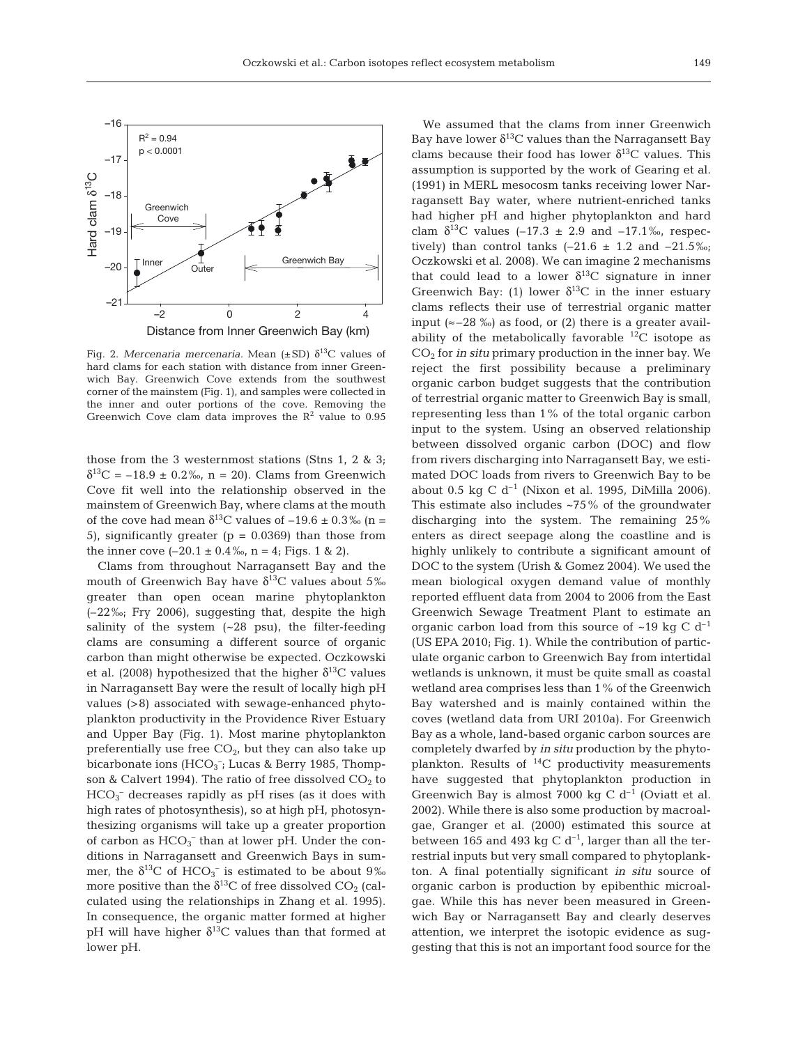Fig. 2. *Mercenaria mercenaria*. Mean (±SD) $\delta^{13}C$ values of hard clams for each station with distance from inner Greenwich Bay. Greenwich Cove extends from the southwest corner of the mainstem (Fig. 1), and samples were collected in the inner and outer portions of the cove. Removing the Greenwich Cove clam data improves the $R^2$ value to 0.95

those from the 3 westernmost stations (Stns 1, 2 & 3; $\delta^{13}C = -18.9 \pm 0.2$‰, n = 20). Clams from Greenwich Cove fit well into the relationship observed in the mainstem of Greenwich Bay, where clams at the mouth of the cove had mean $\delta^{13}C$ values of −19.6 ± 0.3‰ (n = 5), significantly greater (p = 0.0369) than those from the inner cove (−20.1 ± 0.4‰, n = 4; Figs. 1 & 2).

Clams from throughout Narragansett Bay and the mouth of Greenwich Bay have $\delta^{13}C$ values about 5‰ greater than open ocean marine phytoplankton (−22‰; Fry 2006), suggesting that, despite the high salinity of the system (~28 psu), the filter-feeding clams are consuming a different source of organic carbon than might otherwise be expected. Oczkowski et al. (2008) hypothesized that the higher $\delta^{13}C$ values in Narragansett Bay were the result of locally high pH values (>8) associated with sewage-enhanced phytoplankton productivity in the Providence River Estuary and Upper Bay (Fig. 1). Most marine phytoplankton preferentially use free $CO_2$, but they can also take up bicarbonate ions ($HCO_3^-$; Lucas & Berry 1985, Thompson & Calvert 1994). The ratio of free dissolved $CO_2$ to $HCO_3^-$ decreases rapidly as pH rises (as it does with high rates of photosynthesis), so at high pH, photosynthesizing organisms will take up a greater proportion of carbon as $HCO_3^-$ than at lower pH. Under the conditions in Narragansett and Greenwich Bays in summer, the $\delta^{13}C$ of $HCO_3^-$ is estimated to be about 9‰ more positive than the $\delta^{13}C$ of free dissolved $CO_2$ (calculated using the relationships in Zhang et al. 1995). In consequence, the organic matter formed at higher pH will have higher $\delta^{13}C$ values than that formed at lower pH.

We assumed that the clams from inner Greenwich Bay have lower $\delta^{13}C$ values than the Narragansett Bay clams because their food has lower $\delta^{13}C$ values. This assumption is supported by the work of Gearing et al. (1991) in MERL mesocosm tanks receiving lower Narragansett Bay water, where nutrient-enriched tanks had higher pH and higher phytoplankton and hard clam $\delta^{13}C$ values (−17.3 ± 2.9 and −17.1‰, respectively) than control tanks (−21.6 ± 1.2 and −21.5‰; Oczkowski et al. 2008). We can imagine 2 mechanisms that could lead to a lower $\delta^{13}C$ signature in inner Greenwich Bay: (1) lower $\delta^{13}C$ in the inner estuary clams reflects their use of terrestrial organic matter input (≈−28 ‰) as food, or (2) there is a greater availability of the metabolically favorable $^{12}C$ isotope as $CO_2$ for *in situ* primary production in the inner bay. We reject the first possibility because a preliminary organic carbon budget suggests that the contribution of terrestrial organic matter to Greenwich Bay is small, representing less than 1% of the total organic carbon input to the system. Using an observed relationship between dissolved organic carbon (DOC) and flow from rivers discharging into Narragansett Bay, we estimated DOC loads from rivers to Greenwich Bay to be about 0.5 kg C $d^{-1}$ (Nixon et al. 1995, DiMilla 2006). This estimate also includes ~75% of the groundwater discharging into the system. The remaining 25% enters as direct seepage along the coastline and is highly unlikely to contribute a significant amount of DOC to the system (Urish & Gomez 2004). We used the mean biological oxygen demand value of monthly reported effluent data from 2004 to 2006 from the East Greenwich Sewage Treatment Plant to estimate an organic carbon load from this source of ~19 kg C $d^{-1}$ (US EPA 2010; Fig. 1). While the contribution of particulate organic carbon to Greenwich Bay from intertidal wetlands is unknown, it must be quite small as coastal wetland area comprises less than 1% of the Greenwich Bay watershed and is mainly contained within the coves (wetland data from URI 2010a). For Greenwich Bay as a whole, land-based organic carbon sources are completely dwarfed by *in situ* production by the phytoplankton. Results of $^{14}C$ productivity measurements have suggested that phytoplankton production in Greenwich Bay is almost 7000 kg C $d^{-1}$ (Oviatt et al. 2002). While there is also some production by macroalgae, Granger et al. (2000) estimated this source at between 165 and 493 kg C $d^{-1}$, larger than all the terrestrial inputs but very small compared to phytoplankton. A final potentially significant *in situ* source of organic carbon is production by epibenthic microalgae. While this has never been measured in Greenwich Bay or Narragansett Bay and clearly deserves attention, we interpret the isotopic evidence as suggesting that this is not an important food source for the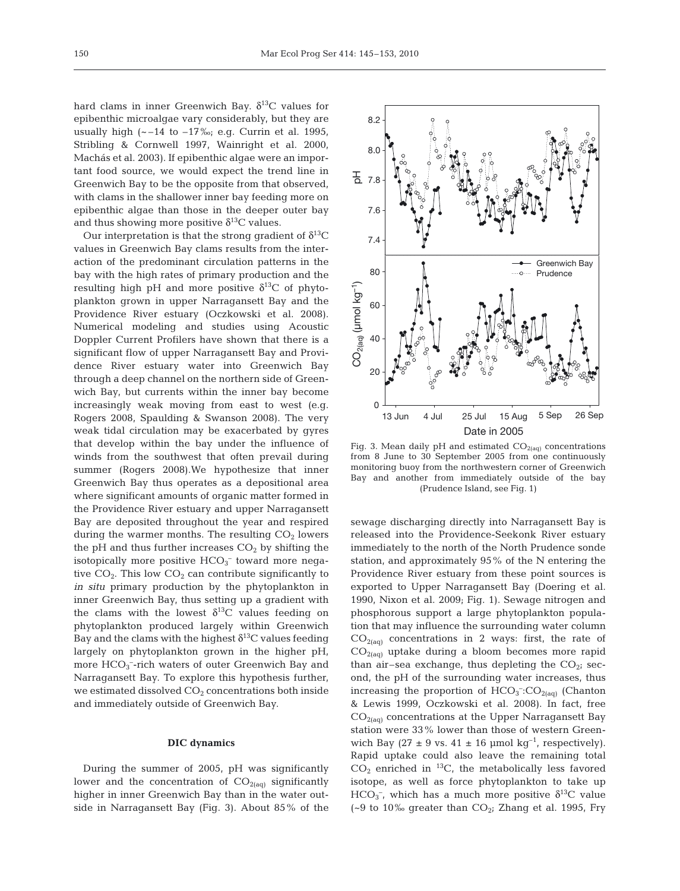hard clams in inner Greenwich Bay. $\delta^{13}C$ values for epibenthic microalgae vary considerably, but they are usually high (~–14 to –17‰; e.g. Currin et al. 1995, Stribling & Cornwell 1997, Wainright et al. 2000, Machás et al. 2003). If epibenthic algae were an important food source, we would expect the trend line in Greenwich Bay to be the opposite from that observed, with clams in the shallower inner bay feeding more on epibenthic algae than those in the deeper outer bay and thus showing more positive $\delta^{13}C$ values.

Our interpretation is that the strong gradient of $\delta^{13}C$ values in Greenwich Bay clams results from the interaction of the predominant circulation patterns in the bay with the high rates of primary production and the resulting high pH and more positive $\delta^{13}C$ of phytoplankton grown in upper Narragansett Bay and the Providence River estuary (Oczkowski et al. 2008). Numerical modeling and studies using Acoustic Doppler Current Profilers have shown that there is a significant flow of upper Narragansett Bay and Providence River estuary water into Greenwich Bay through a deep channel on the northern side of Greenwich Bay, but currents within the inner bay become increasingly weak moving from east to west (e.g. Rogers 2008, Spaulding & Swanson 2008). The very weak tidal circulation may be exacerbated by gyres that develop within the bay under the influence of winds from the southwest that often prevail during summer (Rogers 2008).We hypothesize that inner Greenwich Bay thus operates as a depositional area where significant amounts of organic matter formed in the Providence River estuary and upper Narragansett Bay are deposited throughout the year and respired during the warmer months. The resulting $CO_2$ lowers the pH and thus further increases $CO_2$ by shifting the isotopically more positive $HCO_3^-$ toward more negative $CO_2$. This low $CO_2$ can contribute significantly to *in situ* primary production by the phytoplankton in inner Greenwich Bay, thus setting up a gradient with the clams with the lowest $\delta^{13}C$ values feeding on phytoplankton produced largely within Greenwich Bay and the clams with the highest $\delta^{13}C$ values feeding largely on phytoplankton grown in the higher pH, more $HCO_3^-$-rich waters of outer Greenwich Bay and Narragansett Bay. To explore this hypothesis further, we estimated dissolved $CO_2$ concentrations both inside and immediately outside of Greenwich Bay.

## DIC dynamics

During the summer of 2005, pH was significantly lower and the concentration of $CO_{2(aq)}$ significantly higher in inner Greenwich Bay than in the water outside in Narragansett Bay (Fig. 3). About 85% of the sewage discharging directly into Narragansett Bay is released into the Providence-Seekonk River estuary immediately to the north of the North Prudence sonde station, and approximately 95% of the N entering the Providence River estuary from these point sources is exported to Upper Narragansett Bay (Doering et al. 1990, Nixon et al. 2009; Fig. 1). Sewage nitrogen and phosphorous support a large phytoplankton population that may influence the surrounding water column $CO_{2(aq)}$ concentrations in 2 ways: first, the rate of $CO_{2(aq)}$ uptake during a bloom becomes more rapid than air–sea exchange, thus depleting the $CO_2$; second, the pH of the surrounding water increases, thus increasing the proportion of $HCO_3^-$:$CO_{2(aq)}$ (Chanton & Lewis 1999, Oczkowski et al. 2008). In fact, free $CO_{2(aq)}$ concentrations at the Upper Narragansett Bay station were 33% lower than those of western Greenwich Bay (27 ± 9 vs. 41 ± 16 µmol kg$^{-1}$, respectively). Rapid uptake could also leave the remaining total $CO_2$ enriched in $^{13}C$, the metabolically less favored isotope, as well as force phytoplankton to take up $HCO_3^-$, which has a much more positive $\delta^{13}C$ value (~9 to 10‰ greater than $CO_2$; Zhang et al. 1995, Fry

Fig. 3. Mean daily pH and estimated $CO_{2(aq)}$ concentrations from 8 June to 30 September 2005 from one continuously monitoring buoy from the northwestern corner of Greenwich Bay and another from immediately outside of the bay (Prudence Island, see Fig. 1)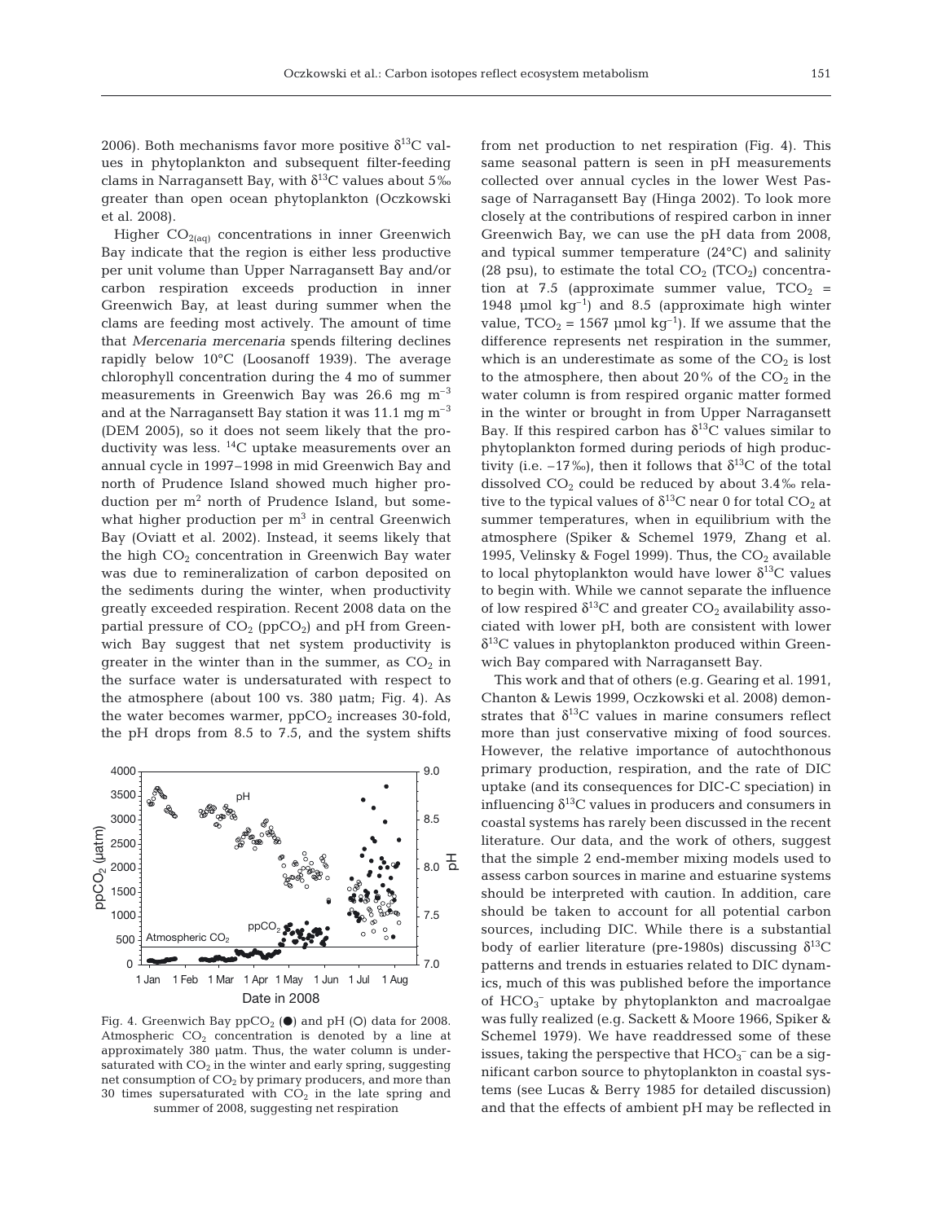2006). Both mechanisms favor more positive $\delta^{13}C$ values in phytoplankton and subsequent filter-feeding clams in Narragansett Bay, with $\delta^{13}C$ values about 5‰ greater than open ocean phytoplankton (Oczkowski et al. 2008).

Higher $CO_{2(aq)}$ concentrations in inner Greenwich Bay indicate that the region is either less productive per unit volume than Upper Narragansett Bay and/or carbon respiration exceeds production in inner Greenwich Bay, at least during summer when the clams are feeding most actively. The amount of time that *Mercenaria mercenaria* spends filtering declines rapidly below 10°C (Loosanoff 1939). The average chlorophyll concentration during the 4 mo of summer measurements in Greenwich Bay was 26.6 mg $m^{-3}$ and at the Narragansett Bay station it was 11.1 mg $m^{-3}$ (DEM 2005), so it does not seem likely that the productivity was less. $^{14}C$ uptake measurements over an annual cycle in 1997–1998 in mid Greenwich Bay and north of Prudence Island showed much higher production per $m^2$ north of Prudence Island, but somewhat higher production per $m^3$ in central Greenwich Bay (Oviatt et al. 2002). Instead, it seems likely that the high $CO_2$ concentration in Greenwich Bay water was due to remineralization of carbon deposited on the sediments during the winter, when productivity greatly exceeded respiration. Recent 2008 data on the partial pressure of $CO_2$ ($ppCO_2$) and pH from Greenwich Bay suggest that net system productivity is greater in the winter than in the summer, as $CO_2$ in the surface water is undersaturated with respect to the atmosphere (about 100 vs. 380 µatm; Fig. 4). As the water becomes warmer, $ppCO_2$ increases 30-fold, the pH drops from 8.5 to 7.5, and the system shifts from net production to net respiration (Fig. 4). This same seasonal pattern is seen in pH measurements collected over annual cycles in the lower West Passage of Narragansett Bay (Hinga 2002). To look more closely at the contributions of respired carbon in inner Greenwich Bay, we can use the pH data from 2008, and typical summer temperature (24°C) and salinity (28 psu), to estimate the total $CO_2$ ($TCO_2$) concentration at 7.5 (approximate summer value, $TCO_2$ = 1948 µmol $kg^{-1}$) and 8.5 (approximate high winter value, $TCO_2$ = 1567 µmol $kg^{-1}$). If we assume that the difference represents net respiration in the summer, which is an underestimate as some of the $CO_2$ is lost to the atmosphere, then about 20% of the $CO_2$ in the water column is from respired organic matter formed in the winter or brought in from Upper Narragansett Bay. If this respired carbon has $\delta^{13}C$ values similar to phytoplankton formed during periods of high productivity (i.e. –17‰), then it follows that $\delta^{13}C$ of the total dissolved $CO_2$ could be reduced by about 3.4‰ relative to the typical values of $\delta^{13}C$ near 0 for total $CO_2$ at summer temperatures, when in equilibrium with the atmosphere (Spiker & Schemel 1979, Zhang et al. 1995, Velinsky & Fogel 1999). Thus, the $CO_2$ available to local phytoplankton would have lower $\delta^{13}C$ values to begin with. While we cannot separate the influence of low respired $\delta^{13}C$ and greater $CO_2$ availability associated with lower pH, both are consistent with lower $\delta^{13}C$ values in phytoplankton produced within Greenwich Bay compared with Narragansett Bay.

Fig. 4. Greenwich Bay $ppCO_2$ (●) and pH (○) data for 2008. Atmospheric $CO_2$ concentration is denoted by a line at approximately 380 µatm. Thus, the water column is undersaturated with $CO_2$ in the winter and early spring, suggesting net consumption of $CO_2$ by primary producers, and more than 30 times supersaturated with $CO_2$ in the late spring and summer of 2008, suggesting net respiration

This work and that of others (e.g. Gearing et al. 1991, Chanton & Lewis 1999, Oczkowski et al. 2008) demonstrates that $\delta^{13}C$ values in marine consumers reflect more than just conservative mixing of food sources. However, the relative importance of autochthonous primary production, respiration, and the rate of DIC uptake (and its consequences for DIC-C speciation) in influencing $\delta^{13}C$ values in producers and consumers in coastal systems has rarely been discussed in the recent literature. Our data, and the work of others, suggest that the simple 2 end-member mixing models used to assess carbon sources in marine and estuarine systems should be interpreted with caution. In addition, care should be taken to account for all potential carbon sources, including DIC. While there is a substantial body of earlier literature (pre-1980s) discussing $\delta^{13}C$ patterns and trends in estuaries related to DIC dynamics, much of this was published before the importance of $HCO_3^-$ uptake by phytoplankton and macroalgae was fully realized (e.g. Sackett & Moore 1966, Spiker & Schemel 1979). We have readdressed some of these issues, taking the perspective that $HCO_3^-$ can be a significant carbon source to phytoplankton in coastal systems (see Lucas & Berry 1985 for detailed discussion) and that the effects of ambient pH may be reflected in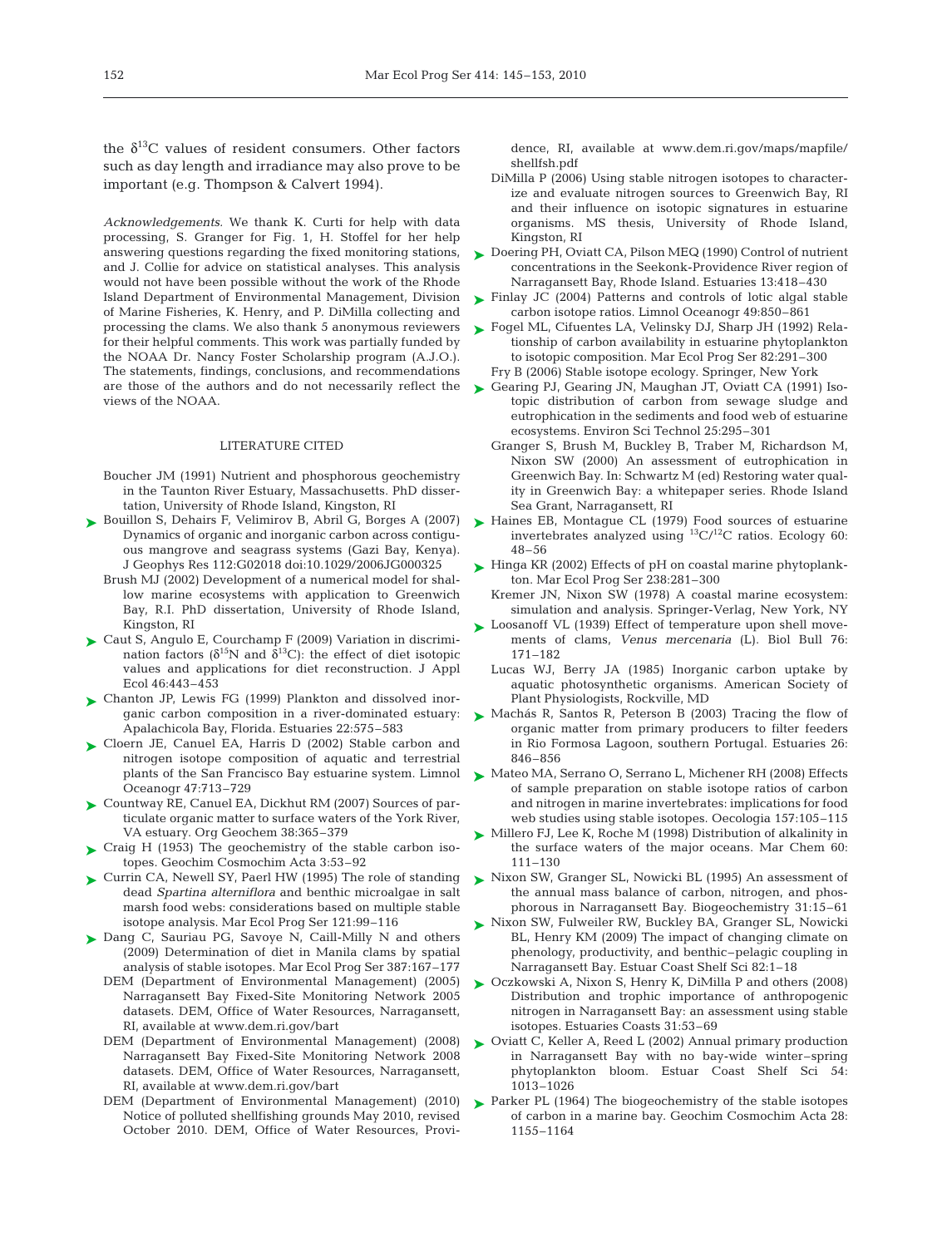the $\delta^{13}C$ values of resident consumers. Other factors such as day length and irradiance may also prove to be important (e.g. Thompson & Calvert 1994).

*Acknowledgements.* We thank K. Curti for help with data processing, S. Granger for Fig. 1, H. Stoffel for her help answering questions regarding the fixed monitoring stations, and J. Collie for advice on statistical analyses. This analysis would not have been possible without the work of the Rhode Island Department of Environmental Management, Division of Marine Fisheries, K. Henry, and P. DiMilla collecting and processing the clams. We also thank 5 anonymous reviewers for their helpful comments. This work was partially funded by the NOAA Dr. Nancy Foster Scholarship program (A.J.O.). The statements, findings, conclusions, and recommendations are those of the authors and do not necessarily reflect the views of the NOAA.

## LITERATURE CITED

Boucher JM (1991) Nutrient and phosphorous geochemistry in the Taunton River Estuary, Massachusetts. PhD dissertation, University of Rhode Island, Kingston, RI

Bouillon S, Dehairs F, Velimirov B, Abril G, Borges A (2007) Dynamics of organic and inorganic carbon across contiguous mangrove and seagrass systems (Gazi Bay, Kenya). J Geophys Res 112:G02018 doi:10.1029/2006JG000325

Brush MJ (2002) Development of a numerical model for shallow marine ecosystems with application to Greenwich Bay, R.I. PhD dissertation, University of Rhode Island, Kingston, RI

Caut S, Angulo E, Courchamp F (2009) Variation in discrimination factors ($\delta^{15}N$ and $\delta^{13}C$): the effect of diet isotopic values and applications for diet reconstruction. J Appl Ecol 46:443–453

Chanton JP, Lewis FG (1999) Plankton and dissolved inorganic carbon composition in a river-dominated estuary: Apalachicola Bay, Florida. Estuaries 22:575–583

Cloern JE, Canuel EA, Harris D (2002) Stable carbon and nitrogen isotope composition of aquatic and terrestrial plants of the San Francisco Bay estuarine system. Limnol Oceanogr 47:713–729

Countway RE, Canuel EA, Dickhut RM (2007) Sources of particulate organic matter to surface waters of the York River, VA estuary. Org Geochem 38:365–379

Craig H (1953) The geochemistry of the stable carbon isotopes. Geochim Cosmochim Acta 3:53–92

Currin CA, Newell SY, Paerl HW (1995) The role of standing dead *Spartina alterniflora* and benthic microalgae in salt marsh food webs: considerations based on multiple stable isotope analysis. Mar Ecol Prog Ser 121:99–116

Dang C, Sauriau PG, Savoye N, Caill-Milly N and others (2009) Determination of diet in Manila clams by spatial analysis of stable isotopes. Mar Ecol Prog Ser 387:167–177

DEM (Department of Environmental Management) (2005) Narragansett Bay Fixed-Site Monitoring Network 2005 datasets. DEM, Office of Water Resources, Narragansett, RI, available at www.dem.ri.gov/bart

DEM (Department of Environmental Management) (2008) Narragansett Bay Fixed-Site Monitoring Network 2008 datasets. DEM, Office of Water Resources, Narragansett, RI, available at www.dem.ri.gov/bart

DEM (Department of Environmental Management) (2010) Notice of polluted shellfishing grounds May 2010, revised October 2010. DEM, Office of Water Resources, Providence, RI, available at www.dem.ri.gov/maps/mapfile/shellfsh.pdf

DiMilla P (2006) Using stable nitrogen isotopes to characterize and evaluate nitrogen sources to Greenwich Bay, RI and their influence on isotopic signatures in estuarine organisms. MS thesis, University of Rhode Island, Kingston, RI

Doering PH, Oviatt CA, Pilson MEQ (1990) Control of nutrient concentrations in the Seekonk-Providence River region of Narragansett Bay, Rhode Island. Estuaries 13:418–430

Finlay JC (2004) Patterns and controls of lotic algal stable carbon isotope ratios. Limnol Oceanogr 49:850–861

Fogel ML, Cifuentes LA, Velinsky DJ, Sharp JH (1992) Relationship of carbon availability in estuarine phytoplankton to isotopic composition. Mar Ecol Prog Ser 82:291–300

Fry B (2006) Stable isotope ecology. Springer, New York

Gearing PJ, Gearing JN, Maughan JT, Oviatt CA (1991) Isotopic distribution of carbon from sewage sludge and eutrophication in the sediments and food web of estuarine ecosystems. Environ Sci Technol 25:295–301

Granger S, Brush M, Buckley B, Traber M, Richardson M, Nixon SW (2000) An assessment of eutrophication in Greenwich Bay. In: Schwartz M (ed) Restoring water quality in Greenwich Bay: a whitepaper series. Rhode Island Sea Grant, Narragansett, RI

Haines EB, Montague CL (1979) Food sources of estuarine invertebrates analyzed using $^{13}C/^{12}C$ ratios. Ecology 60: 48–56

Hinga KR (2002) Effects of pH on coastal marine phytoplankton. Mar Ecol Prog Ser 238:281–300

Kremer JN, Nixon SW (1978) A coastal marine ecosystem: simulation and analysis. Springer-Verlag, New York, NY

Loosanoff VL (1939) Effect of temperature upon shell movements of clams, *Venus mercenaria* (L). Biol Bull 76: 171–182

Lucas WJ, Berry JA (1985) Inorganic carbon uptake by aquatic photosynthetic organisms. American Society of Plant Physiologists, Rockville, MD

Machás R, Santos R, Peterson B (2003) Tracing the flow of organic matter from primary producers to filter feeders in Rio Formosa Lagoon, southern Portugal. Estuaries 26: 846–856

Mateo MA, Serrano O, Serrano L, Michener RH (2008) Effects of sample preparation on stable isotope ratios of carbon and nitrogen in marine invertebrates: implications for food web studies using stable isotopes. Oecologia 157:105–115

Millero FJ, Lee K, Roche M (1998) Distribution of alkalinity in the surface waters of the major oceans. Mar Chem 60: 111–130

Nixon SW, Granger SL, Nowicki BL (1995) An assessment of the annual mass balance of carbon, nitrogen, and phosphorous in Narragansett Bay. Biogeochemistry 31:15–61

Nixon SW, Fulweiler RW, Buckley BA, Granger SL, Nowicki BL, Henry KM (2009) The impact of changing climate on phenology, productivity, and benthic–pelagic coupling in Narragansett Bay. Estuar Coast Shelf Sci 82:1–18

Oczkowski A, Nixon S, Henry K, DiMilla P and others (2008) Distribution and trophic importance of anthropogenic nitrogen in Narragansett Bay: an assessment using stable isotopes. Estuaries Coasts 31:53–69

Oviatt C, Keller A, Reed L (2002) Annual primary production in Narragansett Bay with no bay-wide winter–spring phytoplankton bloom. Estuar Coast Shelf Sci 54: 1013–1026

Parker PL (1964) The biogeochemistry of the stable isotopes of carbon in a marine bay. Geochim Cosmochim Acta 28: 1155–1164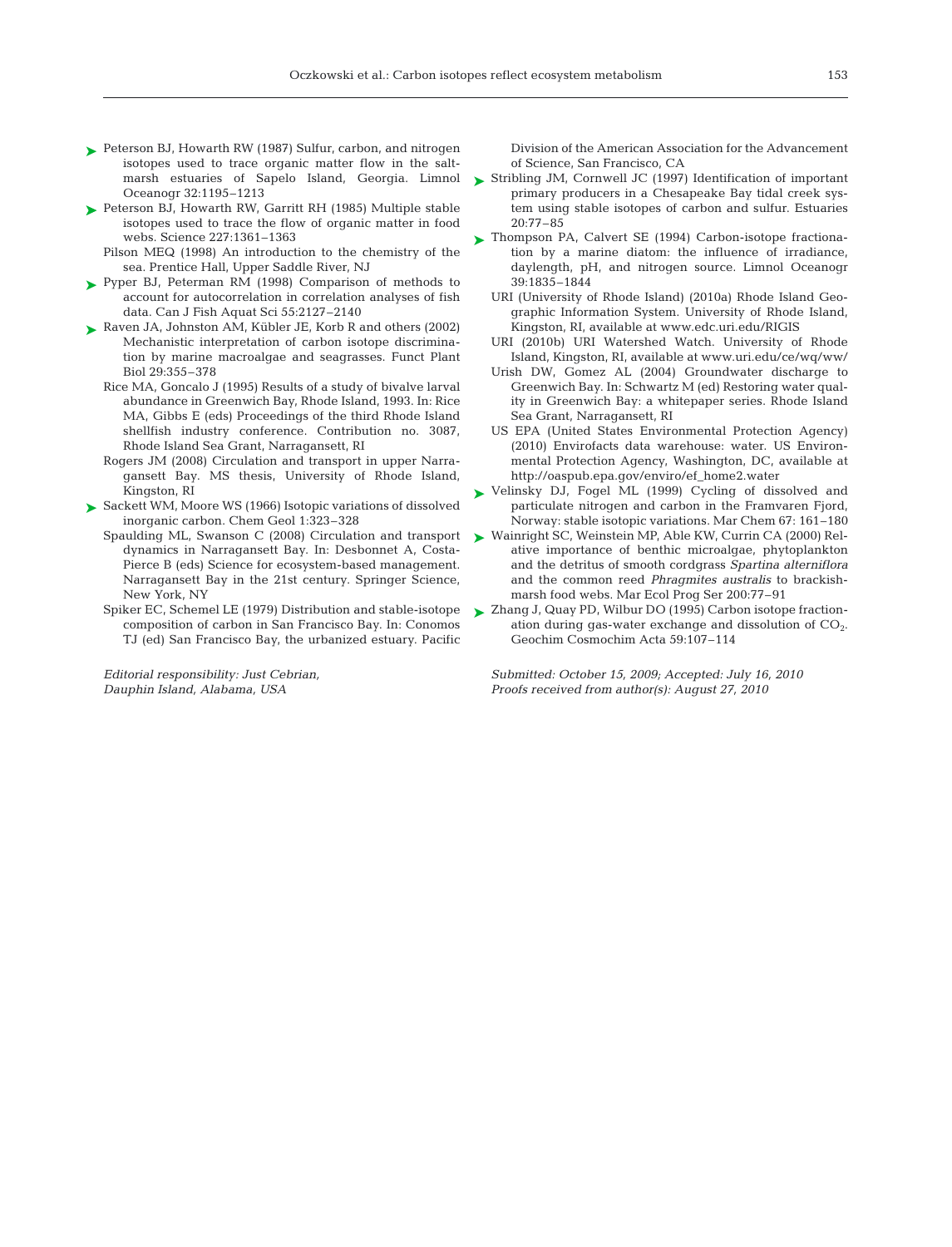Peterson BJ, Howarth RW (1987) Sulfur, carbon, and nitrogen isotopes used to trace organic matter flow in the saltmarsh estuaries of Sapelo Island, Georgia. Limnol Oceanogr 32:1195–1213

Peterson BJ, Howarth RW, Garritt RH (1985) Multiple stable isotopes used to trace the flow of organic matter in food webs. Science 227:1361–1363

Pilson MEQ (1998) An introduction to the chemistry of the sea. Prentice Hall, Upper Saddle River, NJ

Pyper BJ, Peterman RM (1998) Comparison of methods to account for autocorrelation in correlation analyses of fish data. Can J Fish Aquat Sci 55:2127–2140

Raven JA, Johnston AM, Kübler JE, Korb R and others (2002) Mechanistic interpretation of carbon isotope discrimination by marine macroalgae and seagrasses. Funct Plant Biol 29:355–378

Rice MA, Goncalo J (1995) Results of a study of bivalve larval abundance in Greenwich Bay, Rhode Island, 1993. In: Rice MA, Gibbs E (eds) Proceedings of the third Rhode Island shellfish industry conference. Contribution no. 3087, Rhode Island Sea Grant, Narragansett, RI

Rogers JM (2008) Circulation and transport in upper Narragansett Bay. MS thesis, University of Rhode Island, Kingston, RI

Sackett WM, Moore WS (1966) Isotopic variations of dissolved inorganic carbon. Chem Geol 1:323–328

Spaulding ML, Swanson C (2008) Circulation and transport dynamics in Narragansett Bay. In: Desbonnet A, Costa-Pierce B (eds) Science for ecosystem-based management. Narragansett Bay in the 21st century. Springer Science, New York, NY

Spiker EC, Schemel LE (1979) Distribution and stable-isotope composition of carbon in San Francisco Bay. In: Conomos TJ (ed) San Francisco Bay, the urbanized estuary. Pacific Division of the American Association for the Advancement of Science, San Francisco, CA

Stribling JM, Cornwell JC (1997) Identification of important primary producers in a Chesapeake Bay tidal creek system using stable isotopes of carbon and sulfur. Estuaries 20:77–85

Thompson PA, Calvert SE (1994) Carbon-isotope fractionation by a marine diatom: the influence of irradiance, daylength, pH, and nitrogen source. Limnol Oceanogr 39:1835–1844

URI (University of Rhode Island) (2010a) Rhode Island Geographic Information System. University of Rhode Island, Kingston, RI, available at www.edc.uri.edu/RIGIS

URI (2010b) URI Watershed Watch. University of Rhode Island, Kingston, RI, available at www.uri.edu/ce/wq/ww/

Urish DW, Gomez AL (2004) Groundwater discharge to Greenwich Bay. In: Schwartz M (ed) Restoring water quality in Greenwich Bay: a whitepaper series. Rhode Island Sea Grant, Narragansett, RI

US EPA (United States Environmental Protection Agency) (2010) Envirofacts data warehouse: water. US Environmental Protection Agency, Washington, DC, available at http://oaspub.epa.gov/enviro/ef_home2.water

Velinsky DJ, Fogel ML (1999) Cycling of dissolved and particulate nitrogen and carbon in the Framvaren Fjord, Norway: stable isotopic variations. Mar Chem 67: 161–180

Wainright SC, Weinstein MP, Able KW, Currin CA (2000) Relative importance of benthic microalgae, phytoplankton and the detritus of smooth cordgrass *Spartina alterniflora* and the common reed *Phragmites australis* to brackish-marsh food webs. Mar Ecol Prog Ser 200:77–91

Zhang J, Quay PD, Wilbur DO (1995) Carbon isotope fractionation during gas-water exchange and dissolution of $CO_2$. Geochim Cosmochim Acta 59:107–114

*Editorial responsibility: Just Cebrian, Dauphin Island, Alabama, USA*

*Submitted: October 15, 2009; Accepted: July 16, 2010*
*Proofs received from author(s): August 27, 2010*